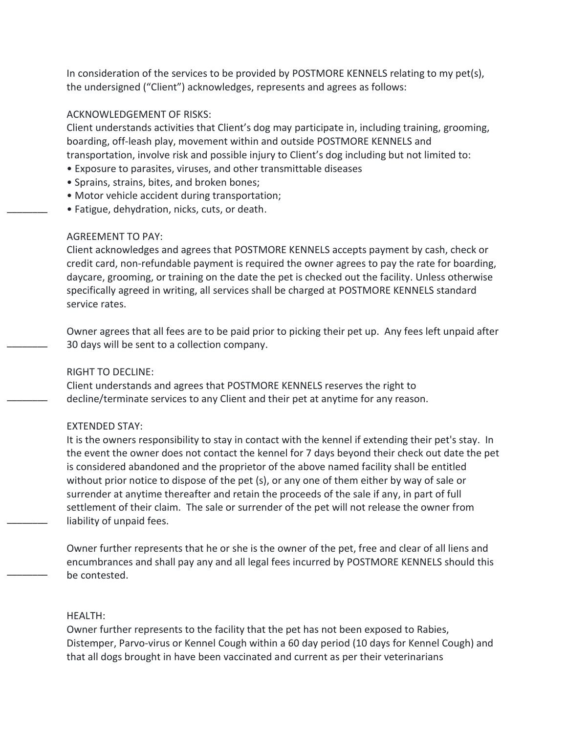In consideration of the services to be provided by POSTMORE KENNELS relating to my pet(s), the undersigned ("Client") acknowledges, represents and agrees as follows:

ACKNOWLEDGEMENT OF RISKS:
Client understands activities that Client's dog may participate in, including training, grooming, boarding, off-leash play, movement within and outside POSTMORE KENNELS and transportation, involve risk and possible injury to Client's dog including but not limited to:

- Exposure to parasites, viruses, and other transmittable diseases
- Sprains, strains, bites, and broken bones;
- Motor vehicle accident during transportation;
- Fatigue, dehydration, nicks, cuts, or death.

_______

AGREEMENT TO PAY:
Client acknowledges and agrees that POSTMORE KENNELS accepts payment by cash, check or credit card, non-refundable payment is required the owner agrees to pay the rate for boarding, daycare, grooming, or training on the date the pet is checked out the facility. Unless otherwise specifically agreed in writing, all services shall be charged at POSTMORE KENNELS standard service rates.

Owner agrees that all fees are to be paid prior to picking their pet up. Any fees left unpaid after 30 days will be sent to a collection company.

_______

RIGHT TO DECLINE:
Client understands and agrees that POSTMORE KENNELS reserves the right to decline/terminate services to any Client and their pet at anytime for any reason.

_______

EXTENDED STAY:
It is the owners responsibility to stay in contact with the kennel if extending their pet's stay. In the event the owner does not contact the kennel for 7 days beyond their check out date the pet is considered abandoned and the proprietor of the above named facility shall be entitled without prior notice to dispose of the pet (s), or any one of them either by way of sale or surrender at anytime thereafter and retain the proceeds of the sale if any, in part of full settlement of their claim. The sale or surrender of the pet will not release the owner from liability of unpaid fees.

_______

Owner further represents that he or she is the owner of the pet, free and clear of all liens and encumbrances and shall pay any and all legal fees incurred by POSTMORE KENNELS should this be contested.

_______

HEALTH:
Owner further represents to the facility that the pet has not been exposed to Rabies, Distemper, Parvo-virus or Kennel Cough within a 60 day period (10 days for Kennel Cough) and that all dogs brought in have been vaccinated and current as per their veterinarians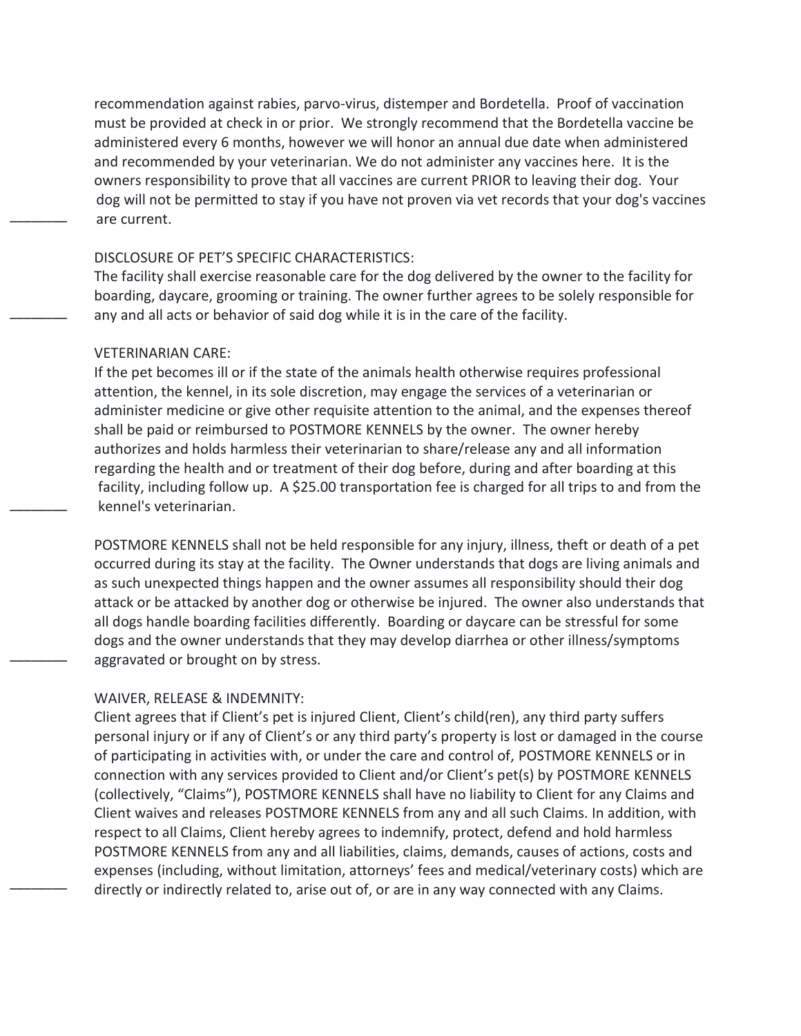recommendation against rabies, parvo-virus, distemper and Bordetella. Proof of vaccination must be provided at check in or prior. We strongly recommend that the Bordetella vaccine be administered every 6 months, however we will honor an annual due date when administered and recommended by your veterinarian. We do not administer any vaccines here. It is the owners responsibility to prove that all vaccines are current PRIOR to leaving their dog. Your dog will not be permitted to stay if you have not proven via vet records that your dog's vaccines are current. ________

DISCLOSURE OF PET'S SPECIFIC CHARACTERISTICS:
The facility shall exercise reasonable care for the dog delivered by the owner to the facility for boarding, daycare, grooming or training. The owner further agrees to be solely responsible for any and all acts or behavior of said dog while it is in the care of the facility. ________

VETERINARIAN CARE:
If the pet becomes ill or if the state of the animals health otherwise requires professional attention, the kennel, in its sole discretion, may engage the services of a veterinarian or administer medicine or give other requisite attention to the animal, and the expenses thereof shall be paid or reimbursed to POSTMORE KENNELS by the owner. The owner hereby authorizes and holds harmless their veterinarian to share/release any and all information regarding the health and or treatment of their dog before, during and after boarding at this facility, including follow up. A $25.00 transportation fee is charged for all trips to and from the kennel's veterinarian. ________

POSTMORE KENNELS shall not be held responsible for any injury, illness, theft or death of a pet occurred during its stay at the facility. The Owner understands that dogs are living animals and as such unexpected things happen and the owner assumes all responsibility should their dog attack or be attacked by another dog or otherwise be injured. The owner also understands that all dogs handle boarding facilities differently. Boarding or daycare can be stressful for some dogs and the owner understands that they may develop diarrhea or other illness/symptoms aggravated or brought on by stress. ________

WAIVER, RELEASE & INDEMNITY:
Client agrees that if Client's pet is injured Client, Client's child(ren), any third party suffers personal injury or if any of Client's or any third party's property is lost or damaged in the course of participating in activities with, or under the care and control of, POSTMORE KENNELS or in connection with any services provided to Client and/or Client's pet(s) by POSTMORE KENNELS (collectively, "Claims"), POSTMORE KENNELS shall have no liability to Client for any Claims and Client waives and releases POSTMORE KENNELS from any and all such Claims. In addition, with respect to all Claims, Client hereby agrees to indemnify, protect, defend and hold harmless POSTMORE KENNELS from any and all liabilities, claims, demands, causes of actions, costs and expenses (including, without limitation, attorneys' fees and medical/veterinary costs) which are directly or indirectly related to, arise out of, or are in any way connected with any Claims. ________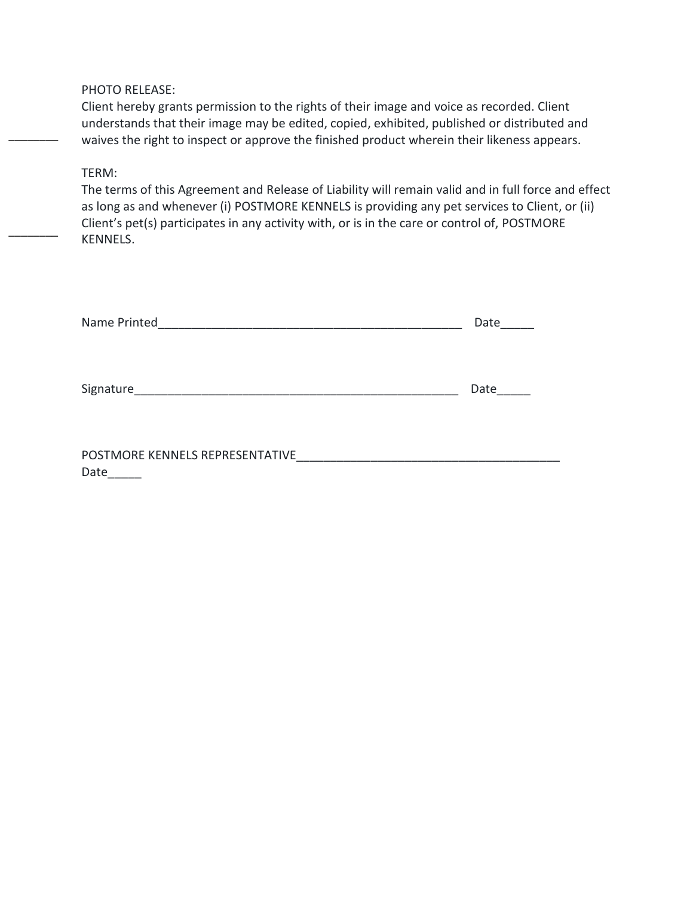________ PHOTO RELEASE:
Client hereby grants permission to the rights of their image and voice as recorded. Client understands that their image may be edited, copied, exhibited, published or distributed and waives the right to inspect or approve the finished product wherein their likeness appears.

________ TERM:
The terms of this Agreement and Release of Liability will remain valid and in full force and effect as long as and whenever (i) POSTMORE KENNELS is providing any pet services to Client, or (ii) Client's pet(s) participates in any activity with, or is in the care or control of, POSTMORE KENNELS.

Name Printed_______________________________________________ Date_____

Signature_________________________________________________ Date_____

POSTMORE KENNELS REPRESENTATIVE________________________________________
Date_____